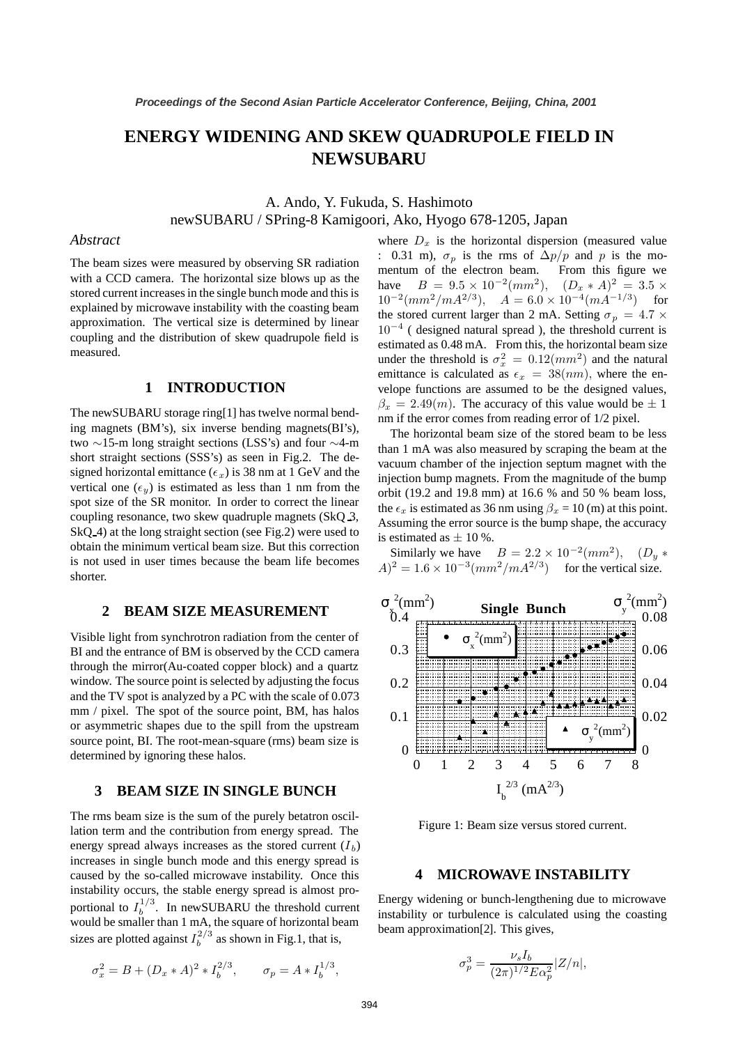# ENERGY WIDENING AND SKEW QUADRUPOLE FIELD IN NEWSUBARU

A. Ando, Y. Fukuda, S. Hashimoto
newSUBARU / SPring-8 Kamigoori, Ako, Hyogo 678-1205, Japan

### *Abstract*

The beam sizes were measured by observing SR radiation with a CCD camera. The horizontal size blows up as the stored current increases in the single bunch mode and this is explained by microwave instability with the coasting beam approximation. The vertical size is determined by linear coupling and the distribution of skew quadrupole field is measured.

## 1 INTRODUCTION

The newSUBARU storage ring[1] has twelve normal bending magnets (BM's), six inverse bending magnets(BI's), two ∼15-m long straight sections (LSS's) and four ∼4-m short straight sections (SSS's) as seen in Fig.2. The designed horizontal emittance ($\epsilon_x$) is 38 nm at 1 GeV and the vertical one ($\epsilon_y$) is estimated as less than 1 nm from the spot size of the SR monitor. In order to correct the linear coupling resonance, two skew quadruple magnets (SkQ_3, SkQ_4) at the long straight section (see Fig.2) were used to obtain the minimum vertical beam size. But this correction is not used in user times because the beam life becomes shorter.

## 2 BEAM SIZE MEASUREMENT

Visible light from synchrotron radiation from the center of BI and the entrance of BM is observed by the CCD camera through the mirror(Au-coated copper block) and a quartz window. The source point is selected by adjusting the focus and the TV spot is analyzed by a PC with the scale of 0.073 mm / pixel. The spot of the source point, BM, has halos or asymmetric shapes due to the spill from the upstream source point, BI. The root-mean-square (rms) beam size is determined by ignoring these halos.

## 3 BEAM SIZE IN SINGLE BUNCH

The rms beam size is the sum of the purely betatron oscillation term and the contribution from energy spread. The energy spread always increases as the stored current ($I_b$) increases in single bunch mode and this energy spread is caused by the so-called microwave instability. Once this instability occurs, the stable energy spread is almost proportional to $I_b^{1/3}$. In newSUBARU the threshold current would be smaller than 1 mA, the square of horizontal beam sizes are plotted against $I_b^{2/3}$ as shown in Fig.1, that is,

$$\sigma_x^2 = B + (D_x * A)^2 * I_b^{2/3}, \qquad \sigma_p = A * I_b^{1/3},$$

where $D_x$ is the horizontal dispersion (measured value : 0.31 m), $\sigma_p$ is the rms of $\Delta p/p$ and $p$ is the momentum of the electron beam. From this figure we have $B = 9.5 \times 10^{-2}(mm^2)$, $(D_x * A)^2 = 3.5 \times 10^{-2}(mm^2/mA^{2/3})$, $A = 6.0 \times 10^{-4}(mA^{-1/3})$ for the stored current larger than 2 mA. Setting $\sigma_p = 4.7 \times 10^{-4}$ ( designed natural spread ), the threshold current is estimated as 0.48 mA. From this, the horizontal beam size under the threshold is $\sigma_x^2 = 0.12(mm^2)$ and the natural emittance is calculated as $\epsilon_x = 38(nm)$, where the envelope functions are assumed to be the designed values, $\beta_x = 2.49(m)$. The accuracy of this value would be ± 1 nm if the error comes from reading error of 1/2 pixel.

The horizontal beam size of the stored beam to be less than 1 mA was also measured by scraping the beam at the vacuum chamber of the injection septum magnet with the injection bump magnets. From the magnitude of the bump orbit (19.2 and 19.8 mm) at 16.6 % and 50 % beam loss, the $\epsilon_x$ is estimated as 36 nm using $\beta_x$ = 10 (m) at this point. Assuming the error source is the bump shape, the accuracy is estimated as ± 10 %.

Similarly we have $B = 2.2 \times 10^{-2}(mm^2)$, $(D_y * A)^2 = 1.6 \times 10^{-3}(mm^2/mA^{2/3})$ for the vertical size.

Figure 1: Beam size versus stored current.

## 4 MICROWAVE INSTABILITY

Energy widening or bunch-lengthening due to microwave instability or turbulence is calculated using the coasting beam approximation[2]. This gives,

$$\sigma_p^3 = \frac{\nu_s I_b}{(2\pi)^{1/2} E \alpha_p^2} |Z/n|,$$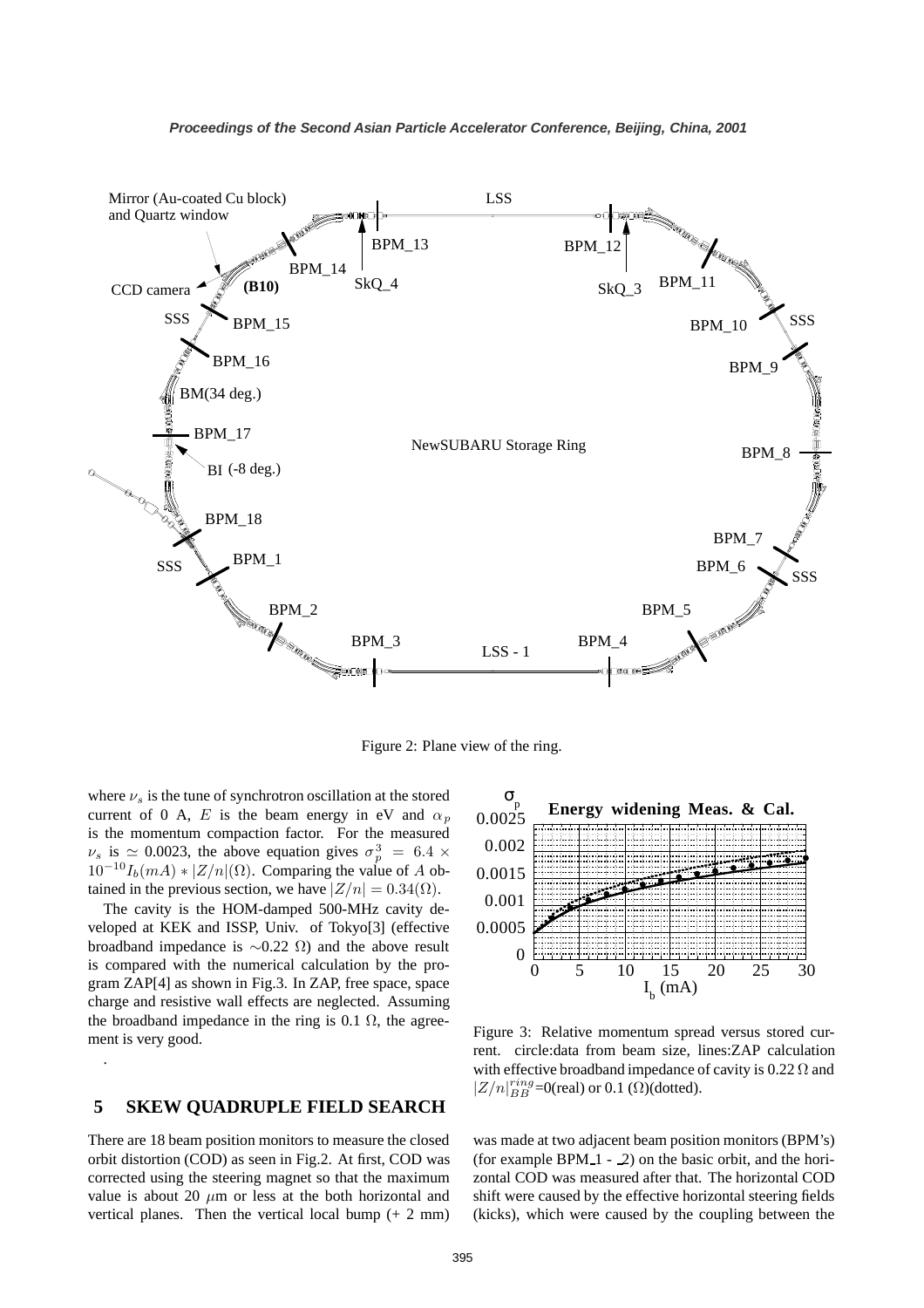Figure 2: Plane view of the ring.

where $\nu_s$ is the tune of synchrotron oscillation at the stored current of 0 A, $E$ is the beam energy in eV and $\alpha_p$ is the momentum compaction factor. For the measured $\nu_s$ is $\simeq$ 0.0023, the above equation gives $\sigma_p^3 = 6.4 \times 10^{-10} I_b(mA) * |Z/n|(\Omega)$. Comparing the value of $A$ obtained in the previous section, we have $|Z/n| = 0.34(\Omega)$.

The cavity is the HOM-damped 500-MHz cavity developed at KEK and ISSP, Univ. of Tokyo[3] (effective broadband impedance is $\sim$0.22 $\Omega$) and the above result is compared with the numerical calculation by the program ZAP[4] as shown in Fig.3. In ZAP, free space, space charge and resistive wall effects are neglected. Assuming the broadband impedance in the ring is 0.1 $\Omega$, the agreement is very good.

Figure 3: Relative momentum spread versus stored current. circle:data from beam size, lines:ZAP calculation with effective broadband impedance of cavity is 0.22 $\Omega$ and $|Z/n|_{BB}^{ring}$=0(real) or 0.1 ($\Omega$)(dotted).

## 5 SKEW QUADRUPLE FIELD SEARCH

There are 18 beam position monitors to measure the closed orbit distortion (COD) as seen in Fig.2. At first, COD was corrected using the steering magnet so that the maximum value is about 20 $\mu$m or less at the both horizontal and vertical planes. Then the vertical local bump (+ 2 mm) was made at two adjacent beam position monitors (BPM's) (for example BPM_1 - _2) on the basic orbit, and the horizontal COD was measured after that. The horizontal COD shift were caused by the effective horizontal steering fields (kicks), which were caused by the coupling between the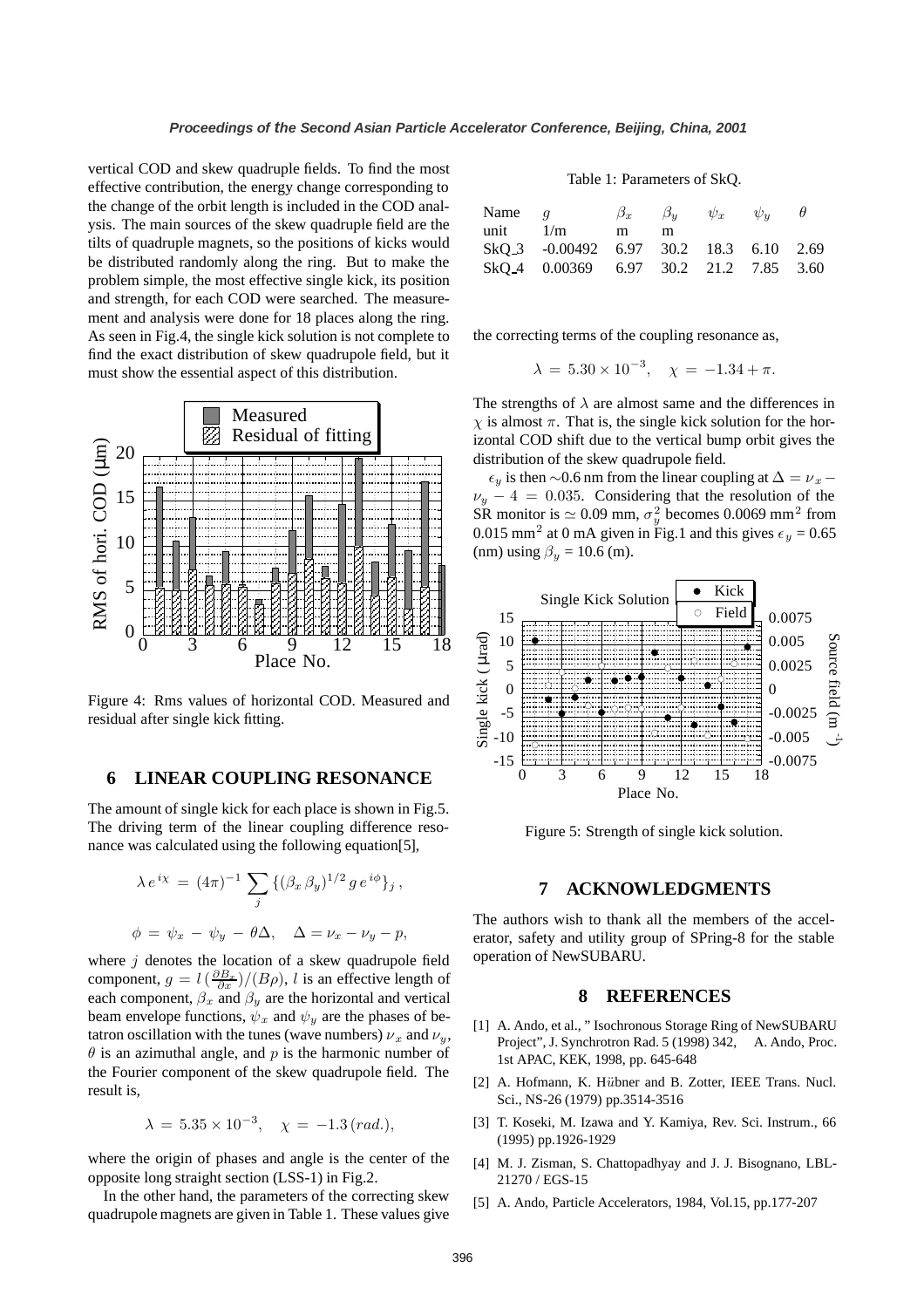vertical COD and skew quadruple fields. To find the most effective contribution, the energy change corresponding to the change of the orbit length is included in the COD analysis. The main sources of the skew quadruple field are the tilts of quadruple magnets, so the positions of kicks would be distributed randomly along the ring. But to make the problem simple, the most effective single kick, its position and strength, for each COD were searched. The measurement and analysis were done for 18 places along the ring. As seen in Fig.4, the single kick solution is not complete to find the exact distribution of skew quadrupole field, but it must show the essential aspect of this distribution.

Measured
Residual of fitting
RMS of hori. COD (μm)
0
5
10
15
20
0 3 6 9 12 15 18
Place No.

Figure 4: Rms values of horizontal COD. Measured and residual after single kick fitting.

## 6 LINEAR COUPLING RESONANCE

The amount of single kick for each place is shown in Fig.5. The driving term of the linear coupling difference resonance was calculated using the following equation[5],

$$\lambda\, e^{i\chi} \,=\, (4\pi)^{-1} \sum_j \{(\beta_x\, \beta_y)^{1/2}\, g\, e^{i\phi}\}_j\,,$$

$$\phi \,=\, \psi_x \,-\, \psi_y \,-\, \theta\Delta, \quad \Delta = \nu_x - \nu_y - p,$$

where $j$ denotes the location of a skew quadrupole field component, $g = l\,(\frac{\partial B_x}{\partial x})/(B\rho)$, $l$ is an effective length of each component, $\beta_x$ and $\beta_y$ are the horizontal and vertical beam envelope functions, $\psi_x$ and $\psi_y$ are the phases of betatron oscillation with the tunes (wave numbers) $\nu_x$ and $\nu_y$, $\theta$ is an azimuthal angle, and $p$ is the harmonic number of the Fourier component of the skew quadrupole field. The result is,

$$\lambda \,=\, 5.35 \times 10^{-3}, \quad \chi \,=\, -1.3\,(rad.),$$

where the origin of phases and angle is the center of the opposite long straight section (LSS-1) in Fig.2.

In the other hand, the parameters of the correcting skew quadrupole magnets are given in Table 1. These values give

Table 1: Parameters of SkQ.

| Name | $g$ | $\beta_x$ | $\beta_y$ | $\psi_x$ | $\psi_y$ | $\theta$ |
|---|---|---|---|---|---|---|
| unit | 1/m | m | m | | | |
| SkQ_3 | -0.00492 | 6.97 | 30.2 | 18.3 | 6.10 | 2.69 |
| SkQ_4 | 0.00369 | 6.97 | 30.2 | 21.2 | 7.85 | 3.60 |

the correcting terms of the coupling resonance as,

$$\lambda \,=\, 5.30 \times 10^{-3}, \quad \chi \,=\, -1.34 + \pi.$$

The strengths of $\lambda$ are almost same and the differences in $\chi$ is almost $\pi$. That is, the single kick solution for the horizontal COD shift due to the vertical bump orbit gives the distribution of the skew quadrupole field.

$\epsilon_y$ is then ∼0.6 nm from the linear coupling at $\Delta = \nu_x - \nu_y - 4 = 0.035$. Considering that the resolution of the SR monitor is ≃ 0.09 mm, $\sigma_y^2$ becomes 0.0069 mm$^2$ from 0.015 mm$^2$ at 0 mA given in Fig.1 and this gives $\epsilon_y$ = 0.65 (nm) using $\beta_y$ = 10.6 (m).

Single Kick Solution
Kick
Field
Single kick ( μrad)
15
10
5
0
-5
-10
-15
Source field (m⁻¹)
0.0075
0.005
0.0025
0
-0.0025
-0.005
-0.0075
0 3 6 9 12 15 18
Place No.

Figure 5: Strength of single kick solution.

## 7 ACKNOWLEDGMENTS

The authors wish to thank all the members of the accelerator, safety and utility group of SPring-8 for the stable operation of NewSUBARU.

## 8 REFERENCES

[1] A. Ando, et al., " Isochronous Storage Ring of NewSUBARU Project", J. Synchrotron Rad. 5 (1998) 342, A. Ando, Proc. 1st APAC, KEK, 1998, pp. 645-648

[2] A. Hofmann, K. Hübner and B. Zotter, IEEE Trans. Nucl. Sci., NS-26 (1979) pp.3514-3516

[3] T. Koseki, M. Izawa and Y. Kamiya, Rev. Sci. Instrum., 66 (1995) pp.1926-1929

[4] M. J. Zisman, S. Chattopadhyay and J. J. Bisognano, LBL-21270 / EGS-15

[5] A. Ando, Particle Accelerators, 1984, Vol.15, pp.177-207